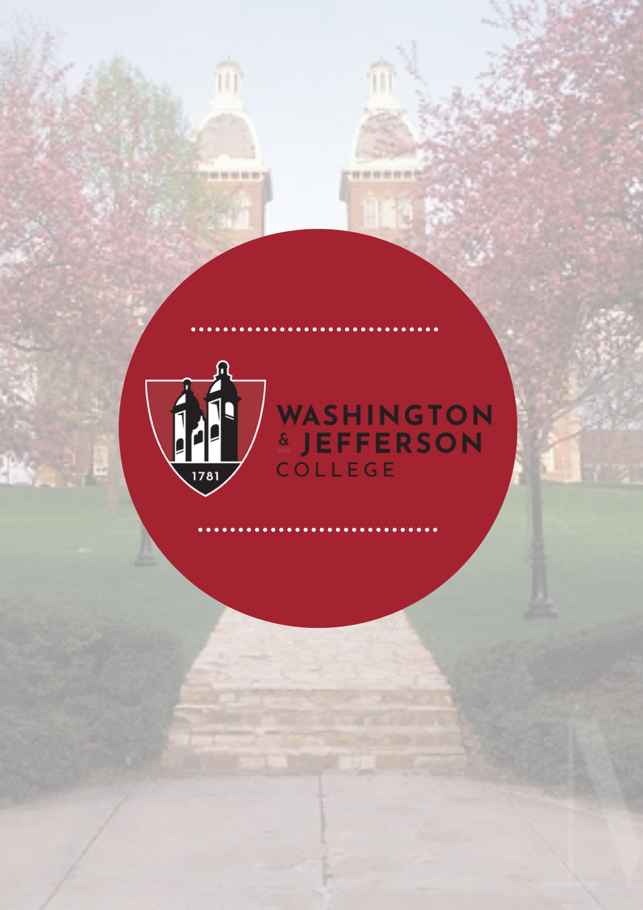WASHINGTON & JEFFERSON COLLEGE

1781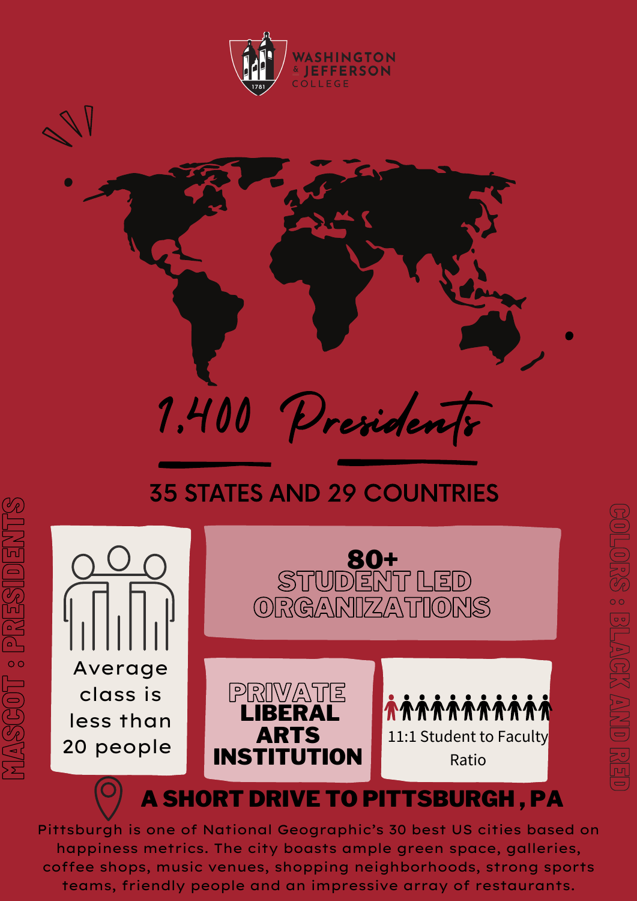WASHINGTON & JEFFERSON COLLEGE

1781

# 1,400 Presidents

## 35 STATES AND 29 COUNTRIES

MASCOT : PRESIDENTS

Average class is less than 20 people

**80+**
STUDENT LED ORGANIZATIONS

PRIVATE
**LIBERAL ARTS INSTITUTION**

11:1 Student to Faculty Ratio

COLORS : BLACK AND RED

## A SHORT DRIVE TO PITTSBURGH , PA

Pittsburgh is one of National Geographic's 30 best US cities based on happiness metrics. The city boasts ample green space, galleries, coffee shops, music venues, shopping neighborhoods, strong sports teams, friendly people and an impressive array of restaurants.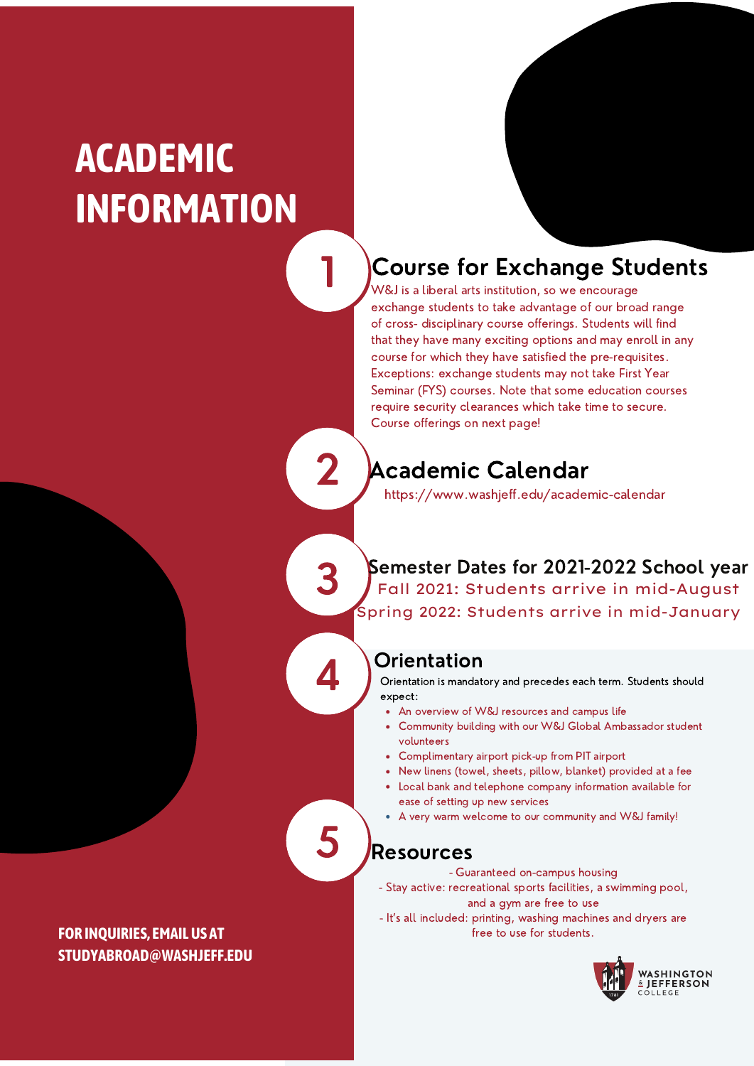# ACADEMIC INFORMATION

## 1 Course for Exchange Students

W&J is a liberal arts institution, so we encourage exchange students to take advantage of our broad range of cross- disciplinary course offerings. Students will find that they have many exciting options and may enroll in any course for which they have satisfied the pre-requisites. Exceptions: exchange students may not take First Year Seminar (FYS) courses. Note that some education courses require security clearances which take time to secure. Course offerings on next page!

## 2 Academic Calendar

https://www.washjeff.edu/academic-calendar

## 3 Semester Dates for 2021-2022 School year

Fall 2021: Students arrive in mid-August

Spring 2022: Students arrive in mid-January

## 4 Orientation

Orientation is mandatory and precedes each term. Students should expect:

- An overview of W&J resources and campus life
- Community building with our W&J Global Ambassador student volunteers
- Complimentary airport pick-up from PIT airport
- New linens (towel, sheets, pillow, blanket) provided at a fee
- Local bank and telephone company information available for ease of setting up new services
- A very warm welcome to our community and W&J family!

## 5 Resources

- Guaranteed on-campus housing
- Stay active: recreational sports facilities, a swimming pool, and a gym are free to use
- It's all included: printing, washing machines and dryers are free to use for students.

**FOR INQUIRIES, EMAIL US AT STUDYABROAD@WASHJEFF.EDU**

WASHINGTON & JEFFERSON COLLEGE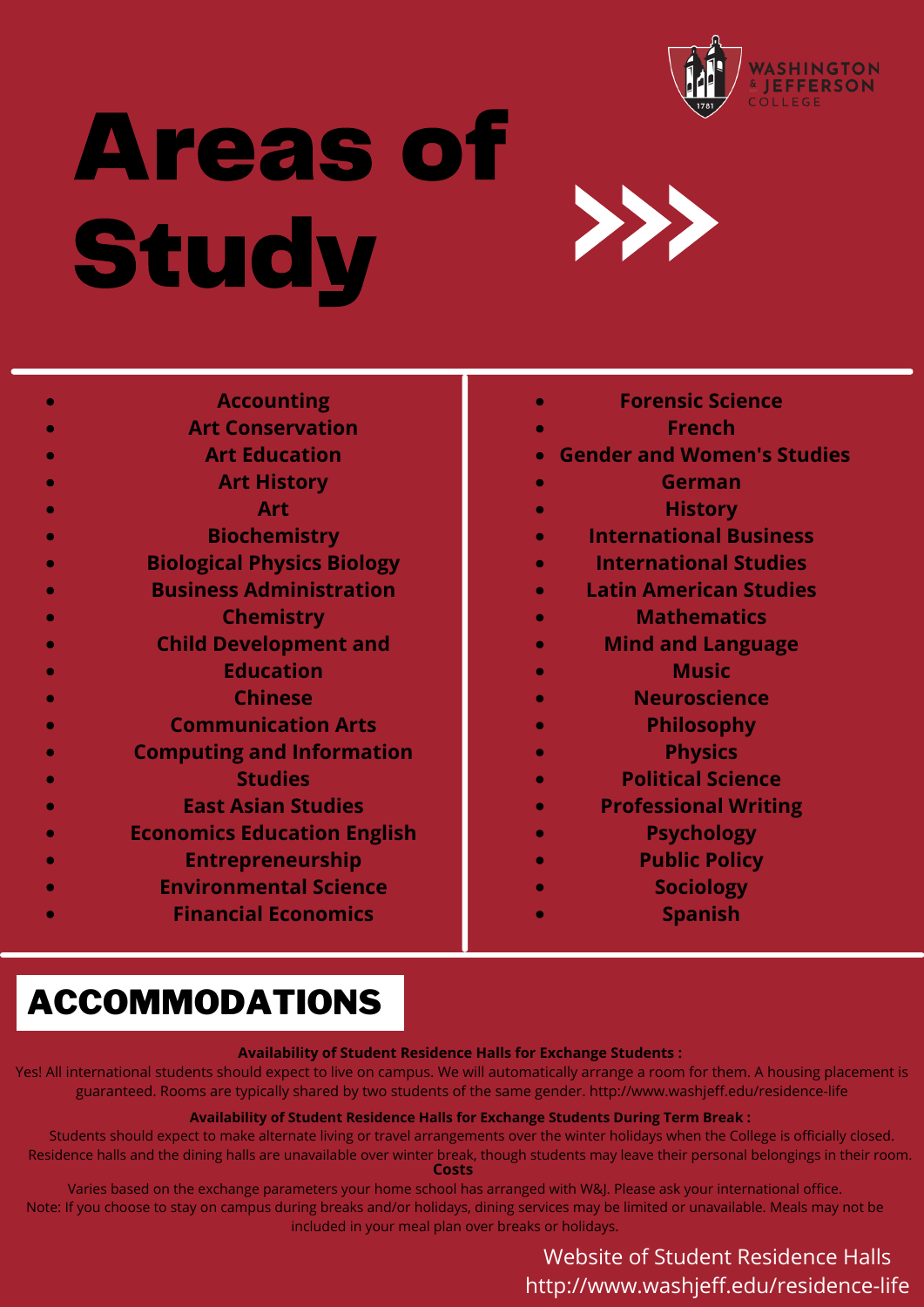WASHINGTON & JEFFERSON COLLEGE

# Areas of Study

- Accounting
- Art Conservation
- Art Education
- Art History
- Art
- Biochemistry
- Biological Physics Biology
- Business Administration
- Chemistry
- Child Development and
- Education
- Chinese
- Communication Arts
- Computing and Information
- Studies
- East Asian Studies
- Economics Education English
- Entrepreneurship
- Environmental Science
- Financial Economics
- Forensic Science
- French
- Gender and Women's Studies
- German
- History
- International Business
- International Studies
- Latin American Studies
- Mathematics
- Mind and Language
- Music
- Neuroscience
- Philosophy
- Physics
- Political Science
- Professional Writing
- Psychology
- Public Policy
- Sociology
- Spanish

## ACCOMMODATIONS

**Availability of Student Residence Halls for Exchange Students :**

Yes! All international students should expect to live on campus. We will automatically arrange a room for them. A housing placement is guaranteed. Rooms are typically shared by two students of the same gender. http://www.washjeff.edu/residence-life

**Availability of Student Residence Halls for Exchange Students During Term Break :**

Students should expect to make alternate living or travel arrangements over the winter holidays when the College is officially closed. Residence halls and the dining halls are unavailable over winter break, though students may leave their personal belongings in their room.

**Costs**

Varies based on the exchange parameters your home school has arranged with W&J. Please ask your international office. Note: If you choose to stay on campus during breaks and/or holidays, dining services may be limited or unavailable. Meals may not be included in your meal plan over breaks or holidays.

Website of Student Residence Halls
http://www.washjeff.edu/residence-life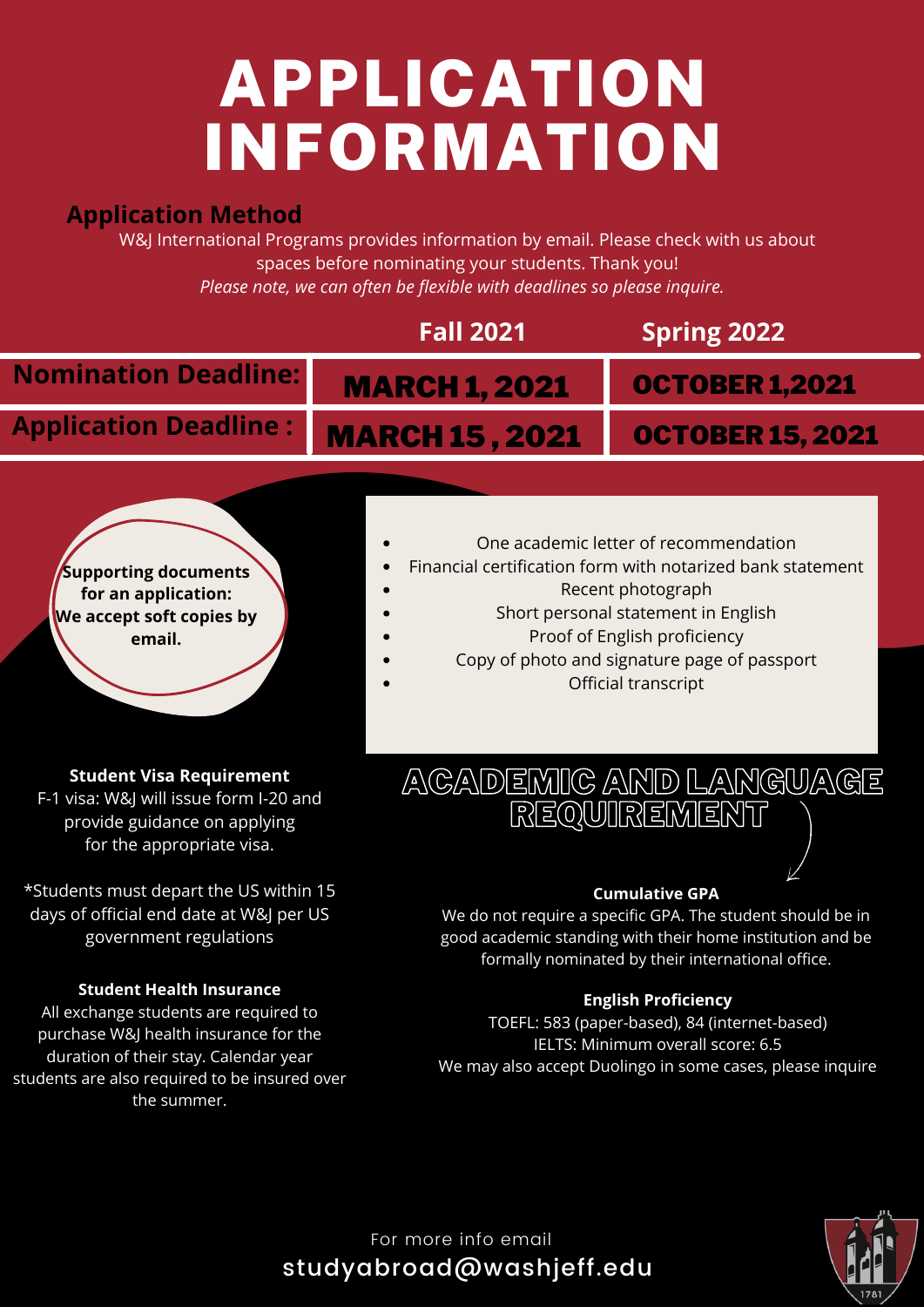# APPLICATION INFORMATION

## Application Method

W&J International Programs provides information by email. Please check with us about spaces before nominating your students. Thank you!

*Please note, we can often be flexible with deadlines so please inquire.*

| | Fall 2021 | Spring 2022 |
|---|---|---|
| **Nomination Deadline:** | **MARCH 1, 2021** | **OCTOBER 1,2021** |
| **Application Deadline :** | **MARCH 15 , 2021** | **OCTOBER 15, 2021** |

**Supporting documents for an application: We accept soft copies by email.**

- One academic letter of recommendation
- Financial certification form with notarized bank statement
- Recent photograph
- Short personal statement in English
- Proof of English proficiency
- Copy of photo and signature page of passport
- Official transcript

### Student Visa Requirement

F-1 visa: W&J will issue form I-20 and provide guidance on applying for the appropriate visa.

*Students must depart the US within 15 days of official end date at W&J per US government regulations

### Student Health Insurance

All exchange students are required to purchase W&J health insurance for the duration of their stay. Calendar year students are also required to be insured over the summer.

## ACADEMIC AND LANGUAGE REQUIREMENT

### Cumulative GPA

We do not require a specific GPA. The student should be in good academic standing with their home institution and be formally nominated by their international office.

### English Proficiency

TOEFL: 583 (paper-based), 84 (internet-based)
IELTS: Minimum overall score: 6.5
We may also accept Duolingo in some cases, please inquire

For more info email
studyabroad@washjeff.edu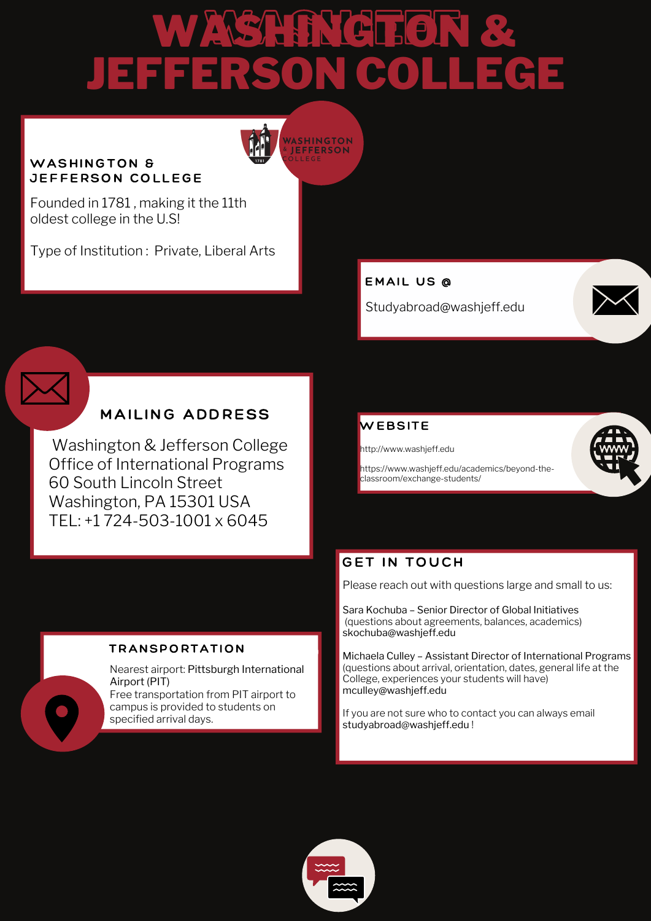# WASHINGTON & JEFFERSON COLLEGE

## WASHINGTON & JEFFERSON COLLEGE

Founded in 1781 , making it the 11th oldest college in the U.S!

Type of Institution : Private, Liberal Arts

## EMAIL US @

Studyabroad@washjeff.edu

## MAILING ADDRESS

Washington & Jefferson College
Office of International Programs
60 South Lincoln Street
Washington, PA 15301 USA
TEL: +1 724-503-1001 x 6045

## WEBSITE

http://www.washjeff.edu

https://www.washjeff.edu/academics/beyond-the-classroom/exchange-students/

## GET IN TOUCH

Please reach out with questions large and small to us:

Sara Kochuba – Senior Director of Global Initiatives
(questions about agreements, balances, academics)
skochuba@washjeff.edu

Michaela Culley – Assistant Director of International Programs
(questions about arrival, orientation, dates, general life at the College, experiences your students will have)
mculley@washjeff.edu

If you are not sure who to contact you can always email studyabroad@washjeff.edu !

## TRANSPORTATION

Nearest airport: Pittsburgh International Airport (PIT)
Free transportation from PIT airport to campus is provided to students on specified arrival days.